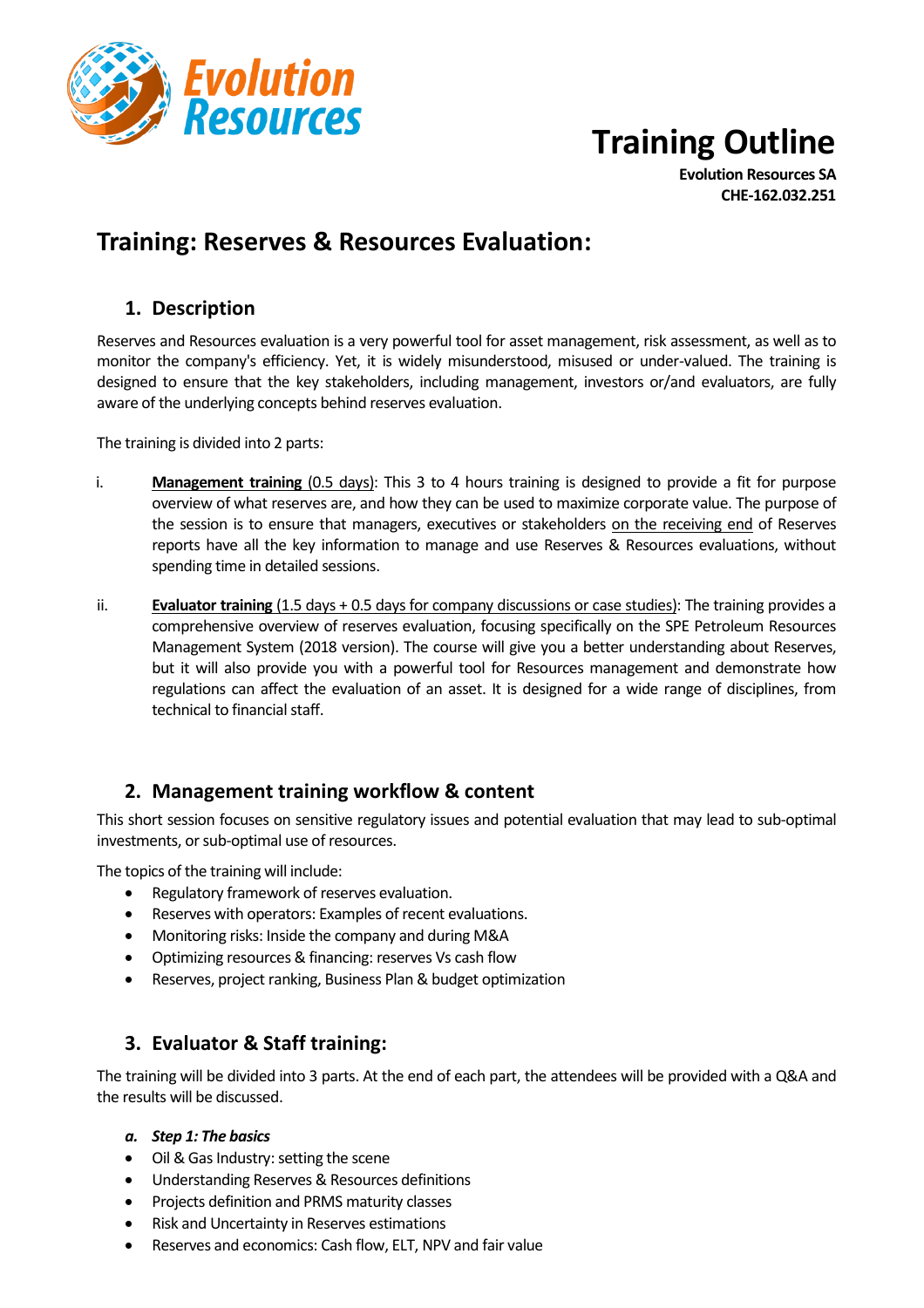# Training Outline

**Evolution Resources SA**
**CHE-162.032.251**

## Training: Reserves & Resources Evaluation:

### 1. Description

Reserves and Resources evaluation is a very powerful tool for asset management, risk assessment, as well as to monitor the company's efficiency. Yet, it is widely misunderstood, misused or under-valued. The training is designed to ensure that the key stakeholders, including management, investors or/and evaluators, are fully aware of the underlying concepts behind reserves evaluation.

The training is divided into 2 parts:

i. **Management training** (0.5 days): This 3 to 4 hours training is designed to provide a fit for purpose overview of what reserves are, and how they can be used to maximize corporate value. The purpose of the session is to ensure that managers, executives or stakeholders on the receiving end of Reserves reports have all the key information to manage and use Reserves & Resources evaluations, without spending time in detailed sessions.

ii. **Evaluator training** (1.5 days + 0.5 days for company discussions or case studies): The training provides a comprehensive overview of reserves evaluation, focusing specifically on the SPE Petroleum Resources Management System (2018 version). The course will give you a better understanding about Reserves, but it will also provide you with a powerful tool for Resources management and demonstrate how regulations can affect the evaluation of an asset. It is designed for a wide range of disciplines, from technical to financial staff.

### 2. Management training workflow & content

This short session focuses on sensitive regulatory issues and potential evaluation that may lead to sub-optimal investments, or sub-optimal use of resources.

The topics of the training will include:

- Regulatory framework of reserves evaluation.
- Reserves with operators: Examples of recent evaluations.
- Monitoring risks: Inside the company and during M&A
- Optimizing resources & financing: reserves Vs cash flow
- Reserves, project ranking, Business Plan & budget optimization

### 3. Evaluator & Staff training:

The training will be divided into 3 parts. At the end of each part, the attendees will be provided with a Q&A and the results will be discussed.

***a. Step 1: The basics***

- Oil & Gas Industry: setting the scene
- Understanding Reserves & Resources definitions
- Projects definition and PRMS maturity classes
- Risk and Uncertainty in Reserves estimations
- Reserves and economics: Cash flow, ELT, NPV and fair value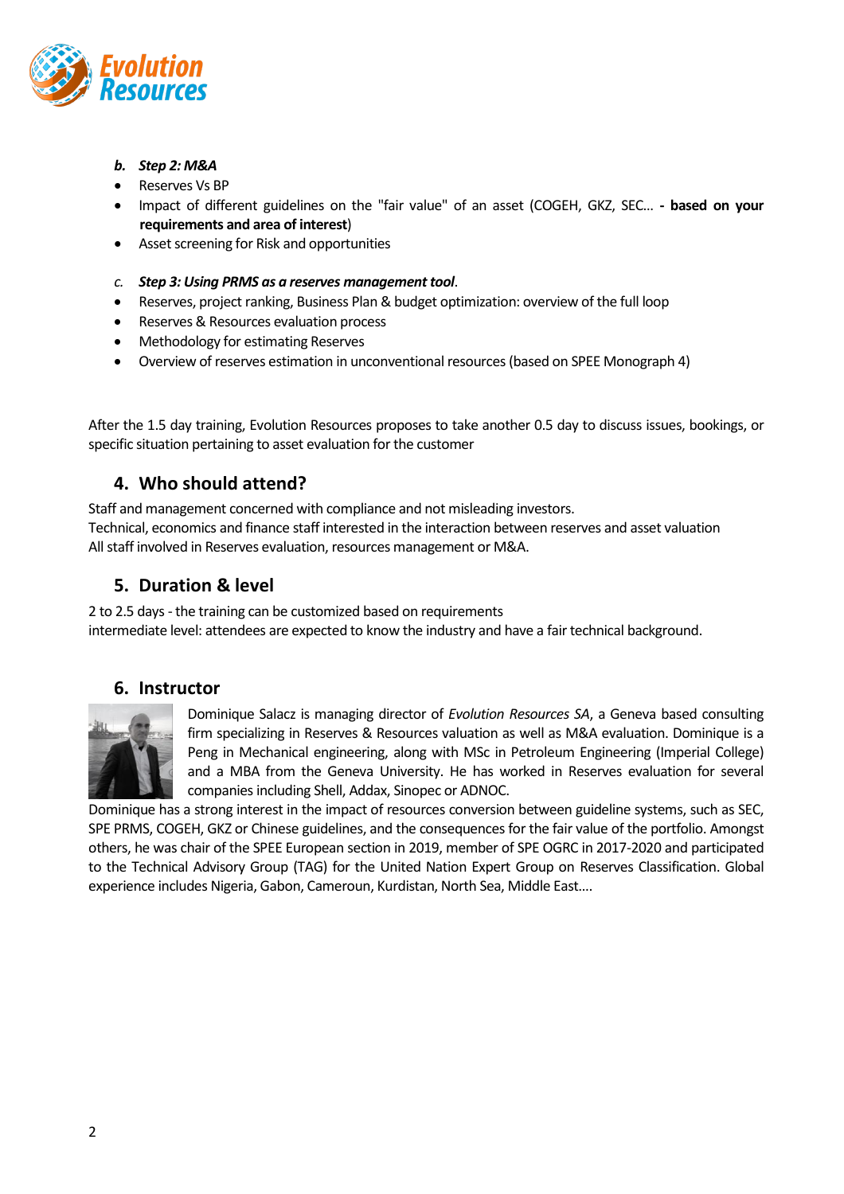***b. Step 2: M&A***

- Reserves Vs BP
- Impact of different guidelines on the "fair value" of an asset (COGEH, GKZ, SEC… **- based on your requirements and area of interest**)
- Asset screening for Risk and opportunities

*c.* ***Step 3: Using PRMS as a reserves management tool***.

- Reserves, project ranking, Business Plan & budget optimization: overview of the full loop
- Reserves & Resources evaluation process
- Methodology for estimating Reserves
- Overview of reserves estimation in unconventional resources (based on SPEE Monograph 4)

After the 1.5 day training, Evolution Resources proposes to take another 0.5 day to discuss issues, bookings, or specific situation pertaining to asset evaluation for the customer

## 4. Who should attend?

Staff and management concerned with compliance and not misleading investors.
Technical, economics and finance staff interested in the interaction between reserves and asset valuation
All staff involved in Reserves evaluation, resources management or M&A.

## 5. Duration & level

2 to 2.5 days - the training can be customized based on requirements
intermediate level: attendees are expected to know the industry and have a fair technical background.

## 6. Instructor

Dominique Salacz is managing director of *Evolution Resources SA*, a Geneva based consulting firm specializing in Reserves & Resources valuation as well as M&A evaluation. Dominique is a Peng in Mechanical engineering, along with MSc in Petroleum Engineering (Imperial College) and a MBA from the Geneva University. He has worked in Reserves evaluation for several companies including Shell, Addax, Sinopec or ADNOC.
Dominique has a strong interest in the impact of resources conversion between guideline systems, such as SEC, SPE PRMS, COGEH, GKZ or Chinese guidelines, and the consequences for the fair value of the portfolio. Amongst others, he was chair of the SPEE European section in 2019, member of SPE OGRC in 2017-2020 and participated to the Technical Advisory Group (TAG) for the United Nation Expert Group on Reserves Classification. Global experience includes Nigeria, Gabon, Cameroun, Kurdistan, North Sea, Middle East….